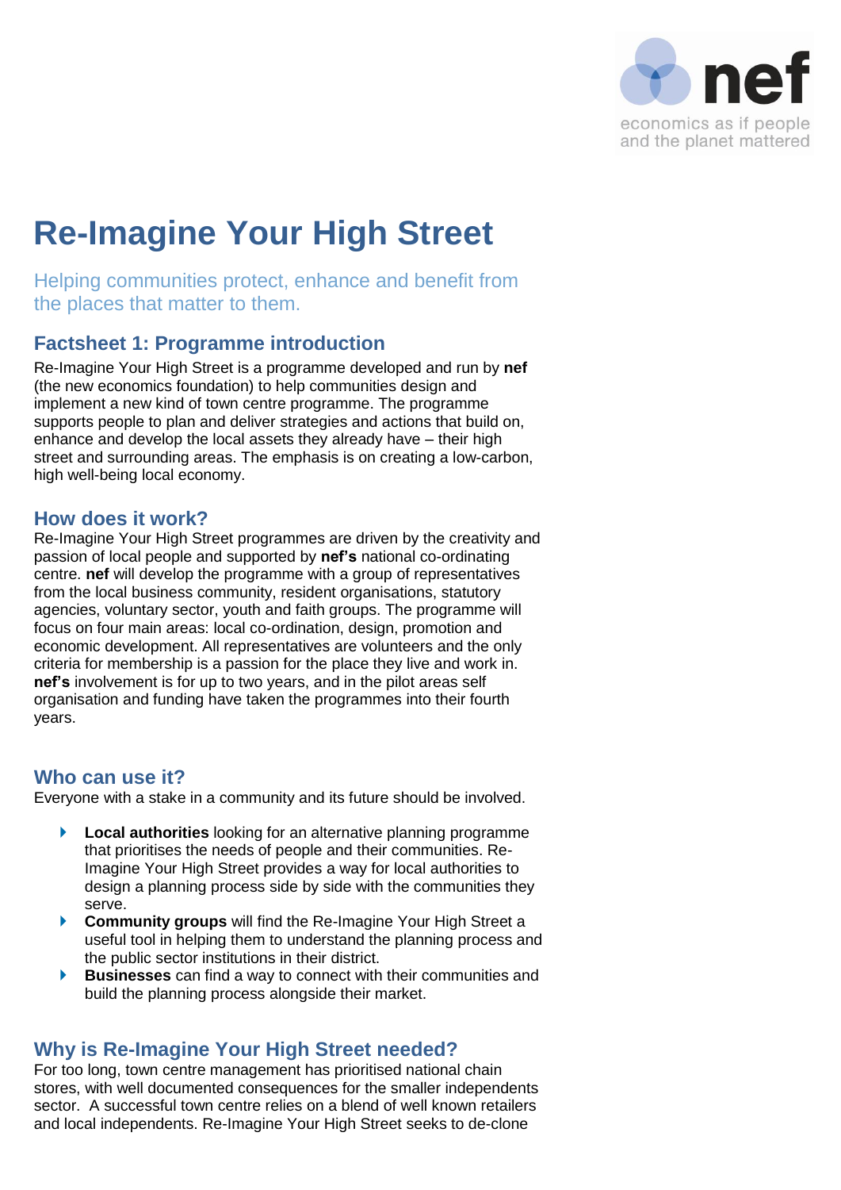# Re-Imagine Your High Street

Helping communities protect, enhance and benefit from the places that matter to them.

## Factsheet 1: Programme introduction

Re-Imagine Your High Street is a programme developed and run by **nef** (the new economics foundation) to help communities design and implement a new kind of town centre programme. The programme supports people to plan and deliver strategies and actions that build on, enhance and develop the local assets they already have – their high street and surrounding areas. The emphasis is on creating a low-carbon, high well-being local economy.

## How does it work?

Re-Imagine Your High Street programmes are driven by the creativity and passion of local people and supported by **nef's** national co-ordinating centre. **nef** will develop the programme with a group of representatives from the local business community, resident organisations, statutory agencies, voluntary sector, youth and faith groups. The programme will focus on four main areas: local co-ordination, design, promotion and economic development. All representatives are volunteers and the only criteria for membership is a passion for the place they live and work in. **nef's** involvement is for up to two years, and in the pilot areas self organisation and funding have taken the programmes into their fourth years.

## Who can use it?

Everyone with a stake in a community and its future should be involved.

- **Local authorities** looking for an alternative planning programme that prioritises the needs of people and their communities. Re-Imagine Your High Street provides a way for local authorities to design a planning process side by side with the communities they serve.
- **Community groups** will find the Re-Imagine Your High Street a useful tool in helping them to understand the planning process and the public sector institutions in their district.
- **Businesses** can find a way to connect with their communities and build the planning process alongside their market.

## Why is Re-Imagine Your High Street needed?

For too long, town centre management has prioritised national chain stores, with well documented consequences for the smaller independents sector. A successful town centre relies on a blend of well known retailers and local independents. Re-Imagine Your High Street seeks to de-clone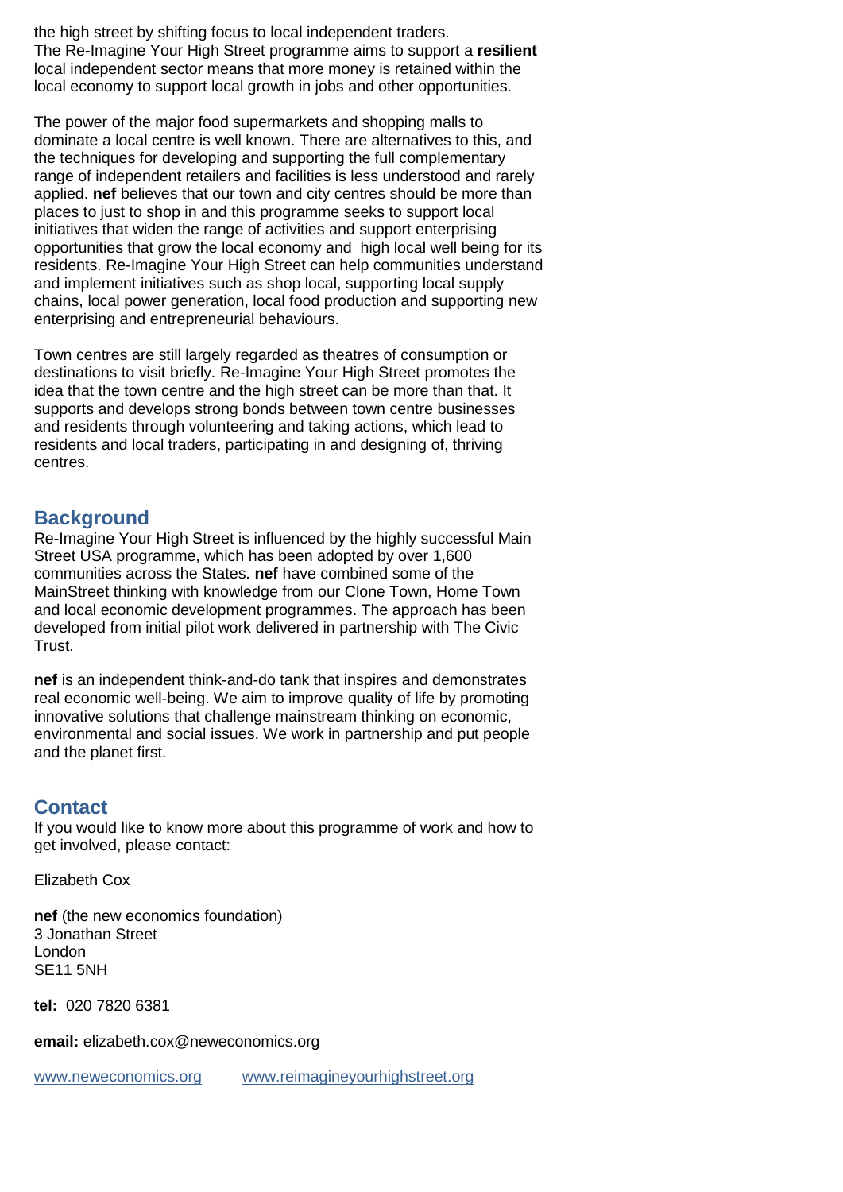the high street by shifting focus to local independent traders. The Re-Imagine Your High Street programme aims to support a **resilient** local independent sector means that more money is retained within the local economy to support local growth in jobs and other opportunities.

The power of the major food supermarkets and shopping malls to dominate a local centre is well known. There are alternatives to this, and the techniques for developing and supporting the full complementary range of independent retailers and facilities is less understood and rarely applied. **nef** believes that our town and city centres should be more than places to just to shop in and this programme seeks to support local initiatives that widen the range of activities and support enterprising opportunities that grow the local economy and high local well being for its residents. Re-Imagine Your High Street can help communities understand and implement initiatives such as shop local, supporting local supply chains, local power generation, local food production and supporting new enterprising and entrepreneurial behaviours.

Town centres are still largely regarded as theatres of consumption or destinations to visit briefly. Re-Imagine Your High Street promotes the idea that the town centre and the high street can be more than that. It supports and develops strong bonds between town centre businesses and residents through volunteering and taking actions, which lead to residents and local traders, participating in and designing of, thriving centres.

## Background

Re-Imagine Your High Street is influenced by the highly successful Main Street USA programme, which has been adopted by over 1,600 communities across the States. **nef** have combined some of the MainStreet thinking with knowledge from our Clone Town, Home Town and local economic development programmes. The approach has been developed from initial pilot work delivered in partnership with The Civic Trust.

**nef** is an independent think-and-do tank that inspires and demonstrates real economic well-being. We aim to improve quality of life by promoting innovative solutions that challenge mainstream thinking on economic, environmental and social issues. We work in partnership and put people and the planet first.

## Contact

If you would like to know more about this programme of work and how to get involved, please contact:

Elizabeth Cox

**nef** (the new economics foundation)
3 Jonathan Street
London
SE11 5NH

**tel:** 020 7820 6381

**email:** elizabeth.cox@neweconomics.org

www.neweconomics.org     www.reimagineyourhighstreet.org